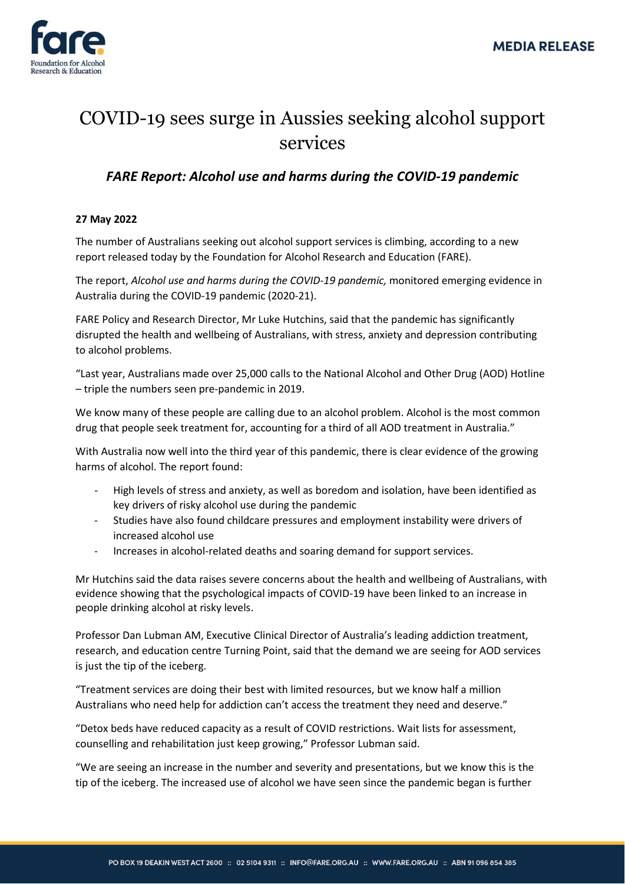MEDIA RELEASE

# COVID-19 sees surge in Aussies seeking alcohol support services

## *FARE Report: Alcohol use and harms during the COVID-19 pandemic*

**27 May 2022**

The number of Australians seeking out alcohol support services is climbing, according to a new report released today by the Foundation for Alcohol Research and Education (FARE).

The report, *Alcohol use and harms during the COVID-19 pandemic,* monitored emerging evidence in Australia during the COVID-19 pandemic (2020-21).

FARE Policy and Research Director, Mr Luke Hutchins, said that the pandemic has significantly disrupted the health and wellbeing of Australians, with stress, anxiety and depression contributing to alcohol problems.

"Last year, Australians made over 25,000 calls to the National Alcohol and Other Drug (AOD) Hotline – triple the numbers seen pre-pandemic in 2019.

We know many of these people are calling due to an alcohol problem. Alcohol is the most common drug that people seek treatment for, accounting for a third of all AOD treatment in Australia."

With Australia now well into the third year of this pandemic, there is clear evidence of the growing harms of alcohol. The report found:

- High levels of stress and anxiety, as well as boredom and isolation, have been identified as key drivers of risky alcohol use during the pandemic
- Studies have also found childcare pressures and employment instability were drivers of increased alcohol use
- Increases in alcohol-related deaths and soaring demand for support services.

Mr Hutchins said the data raises severe concerns about the health and wellbeing of Australians, with evidence showing that the psychological impacts of COVID-19 have been linked to an increase in people drinking alcohol at risky levels.

Professor Dan Lubman AM, Executive Clinical Director of Australia's leading addiction treatment, research, and education centre Turning Point, said that the demand we are seeing for AOD services is just the tip of the iceberg.

"Treatment services are doing their best with limited resources, but we know half a million Australians who need help for addiction can't access the treatment they need and deserve."

"Detox beds have reduced capacity as a result of COVID restrictions. Wait lists for assessment, counselling and rehabilitation just keep growing," Professor Lubman said.

"We are seeing an increase in the number and severity and presentations, but we know this is the tip of the iceberg. The increased use of alcohol we have seen since the pandemic began is further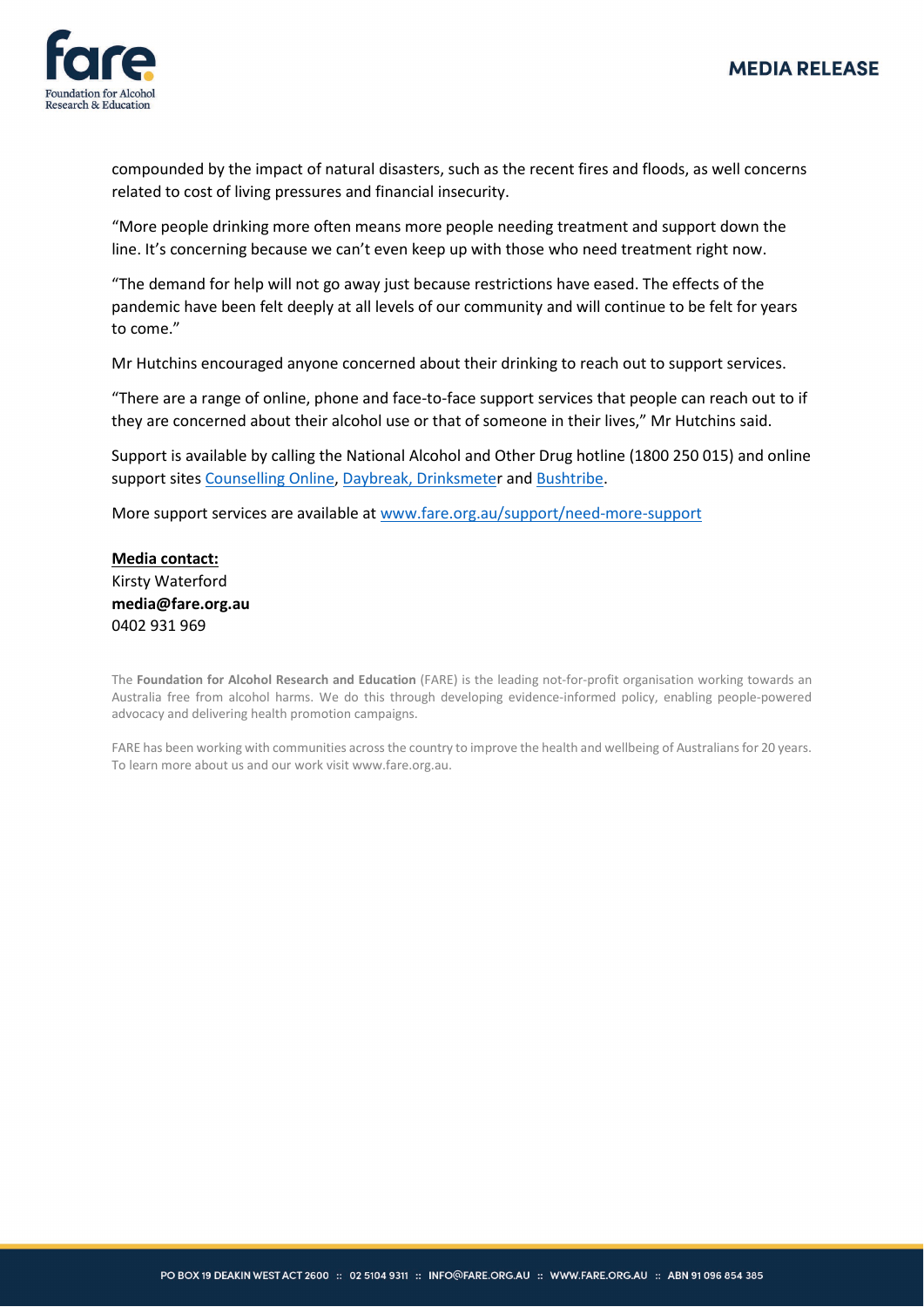compounded by the impact of natural disasters, such as the recent fires and floods, as well concerns related to cost of living pressures and financial insecurity.

"More people drinking more often means more people needing treatment and support down the line. It's concerning because we can't even keep up with those who need treatment right now.

"The demand for help will not go away just because restrictions have eased. The effects of the pandemic have been felt deeply at all levels of our community and will continue to be felt for years to come."

Mr Hutchins encouraged anyone concerned about their drinking to reach out to support services.

"There are a range of online, phone and face-to-face support services that people can reach out to if they are concerned about their alcohol use or that of someone in their lives," Mr Hutchins said.

Support is available by calling the National Alcohol and Other Drug hotline (1800 250 015) and online support sites Counselling Online, Daybreak, Drinksmeter and Bushtribe.

More support services are available at www.fare.org.au/support/need-more-support

**Media contact:**
Kirsty Waterford
**media@fare.org.au**
0402 931 969

The **Foundation for Alcohol Research and Education** (FARE) is the leading not-for-profit organisation working towards an Australia free from alcohol harms. We do this through developing evidence-informed policy, enabling people-powered advocacy and delivering health promotion campaigns.

FARE has been working with communities across the country to improve the health and wellbeing of Australians for 20 years. To learn more about us and our work visit www.fare.org.au.